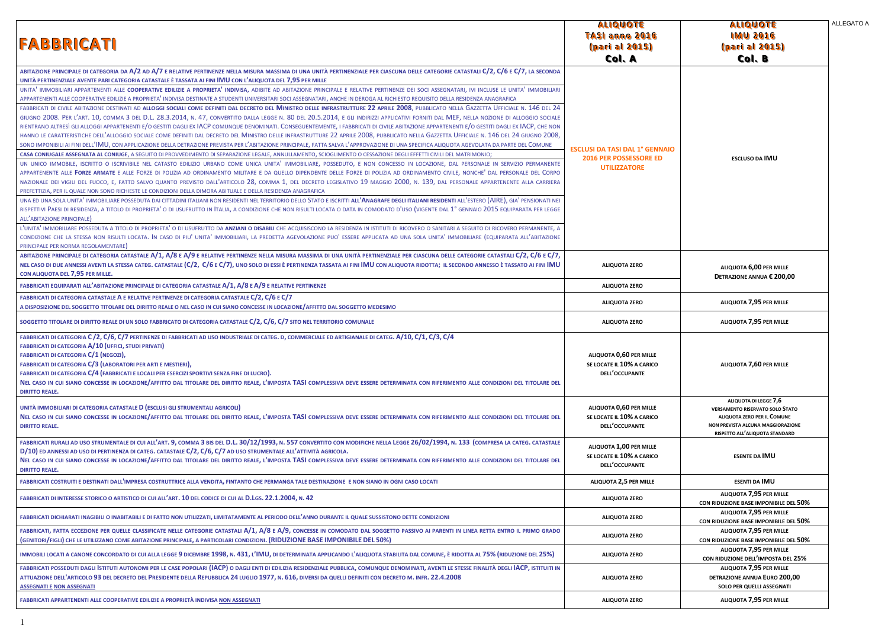ALLEGATO A

| FABBRICATI | ALIQUOTE TASI anno 2016 (pari al 2015) Col. A | ALIQUOTE IMU 2016 (pari al 2015) Col. B |
|---|---|---|
| ABITAZIONE PRINCIPALE DI CATEGORIA DA A/2 AD A/7 E RELATIVE PERTINENZE NELLA MISURA MASSIMA DI UNA UNITÀ PERTINENZIALE PER CIASCUNA DELLE CATEGORIE CATASTALI C/2, C/6 E C/7, LA SECONDA UNITÀ PERTINENZIALE AVENTE PARI CATEGORIA CATASTALE È TASSATA AI FINI IMU CON L'ALIQUOTA DEL 7,95 PER MILLE<br>UNITA' IMMOBILIARI APPARTENENTI ALLE **COOPERATIVE EDILIZIE A PROPRIETA' INDIVISA**, ADIBITE AD ABITAZIONE PRINCIPALE E RELATIVE PERTINENZE DEI SOCI ASSEGNATARI, IVI INCLUSE LE UNITA' IMMOBILIARI APPARTENENTI ALLE COOPERATIVE EDILIZIE A PROPRIETA' INDIVISA DESTINATE A STUDENTI UNIVERSITARI SOCI ASSEGNATARI, ANCHE IN DEROGA AL RICHIESTO REQUISITO DELLA RESIDENZA ANAGRAFICA<br>FABBRICATI DI CIVILE ABITAZIONE DESTINATI AD **ALLOGGI SOCIALI COME DEFINITI DAL DECRETO DEL MINISTRO DELLE INFRASTRUTTURE 22 APRILE 2008**, PUBBLICATO NELLA GAZZETTA UFFICIALE N. 146 DEL 24 GIUGNO 2008. PER L'ART. 10, COMMA 3 DEL D.L. 28.3.2014, N. 47, CONVERTITO DALLA LEGGE N. 80 DEL 20.5.2014, E GLI INDIRIZZI APPLICATIVI FORNITI DAL MEF, NELLA NOZIONE DI ALLOGGIO SOCIALE RIENTRANO ALTRESÌ GLI ALLOGGI APPARTENENTI E/O GESTITI DAGLI EX IACP COMUNQUE DENOMINATI. CONSEGUENTEMENTE, I FABBRICATI DI CIVILE ABITAZIONE APPARTENENTI E/O GESTITI DAGLI EX IACP, CHE NON HANNO LE CARATTERISTICHE DELL'ALLOGGIO SOCIALE COME DEFINITI DAL DECRETO DEL MINISTRO DELLE INFRASTRUTTURE 22 APRILE 2008, PUBBLICATO NELLA GAZZETTA UFFICIALE N. 146 DEL 24 GIUGNO 2008, SONO IMPONIBILI AI FINI DELL'IMU, CON APPLICAZIONE DELLA DETRAZIONE PREVISTA PER L'ABITAZIONE PRINCIPALE, FATTA SALVA L'APPROVAZIONE DI UNA SPECIFICA ALIQUOTA AGEVOLATA DA PARTE DEL COMUNE<br>**CASA CONIUGALE ASSEGNATA AL CONIUGE**, A SEGUITO DI PROVVEDIMENTO DI SEPARAZIONE LEGALE, ANNULLAMENTO, SCIOGLIMENTO O CESSAZIONE DEGLI EFFETTI CIVILI DEL MATRIMONIO;<br>UN UNICO IMMOBILE, ISCRITTO O ISCRIVIBILE NEL CATASTO EDILIZIO URBANO COME UNICA UNITA' IMMOBILIARE, POSSEDUTO, E NON CONCESSO IN LOCAZIONE, DAL PERSONALE IN SERVIZIO PERMANENTE APPARTENENTE ALLE **FORZE ARMATE** E ALLE FORZE DI POLIZIA AD ORDINAMENTO MILITARE E DA QUELLO DIPENDENTE DELLE FORZE DI POLIZIA AD ORDINAMENTO CIVILE, NONCHE' DAL PERSONALE DEL CORPO NAZIONALE DEI VIGILI DEL FUOCO, E, FATTO SALVO QUANTO PREVISTO DALL'ARTICOLO 28, COMMA 1, DEL DECRETO LEGISLATIVO 19 MAGGIO 2000, N. 139, DAL PERSONALE APPARTENENTE ALLA CARRIERA PREFETTIZIA, PER IL QUALE NON SONO RICHIESTE LE CONDIZIONI DELLA DIMORA ABITUALE E DELLA RESIDENZA ANAGRAFICA<br>UNA ED UNA SOLA UNITA' IMMOBILIARE POSSEDUTA DAI CITTADINI ITALIANI NON RESIDENTI NEL TERRITORIO DELLO STATO E ISCRITTI **ALL'ANAGRAFE DEGLI ITALIANI RESIDENTI** ALL'ESTERO (AIRE), GIA' PENSIONATI NEI RISPETTIVI PAESI DI RESIDENZA, A TITOLO DI PROPRIETA' O DI USUFRUTTO IN ITALIA, A CONDIZIONE CHE NON RISULTI LOCATA O DATA IN COMODATO D'USO (VIGENTE DAL 1° GENNAIO 2015 EQUIPARATA PER LEGGE ALL'ABITAZIONE PRINCIPALE)<br>L'UNITA' IMMOBILIARE POSSEDUTA A TITOLO DI PROPRIETA' O DI USUFRUTTO DA **ANZIANI O DISABILI** CHE ACQUISISCONO LA RESIDENZA IN ISTITUTI DI RICOVERO O SANITARI A SEGUITO DI RICOVERO PERMANENTE, A CONDIZIONE CHE LA STESSA NON RISULTI LOCATA. IN CASO DI PIU' UNITA' IMMOBILIARI, LA PREDETTA AGEVOLAZIONE PUO' ESSERE APPLICATA AD UNA SOLA UNITA' IMMOBILIARE (EQUIPARATA ALL'ABITAZIONE PRINCIPALE PER NORMA REGOLAMENTARE) | ESCLUSI DA TASI DAL 1° GENNAIO 2016 PER POSSESSORE ED UTILIZZATORE | ESCLUSO DA IMU |
| ABITAZIONE PRINCIPALE DI CATEGORIA CATASTALE A/1, A/8 E A/9 E RELATIVE PERTINENZE NELLA MISURA MASSIMA DI UNA UNITÀ PERTINENZIALE PER CIASCUNA DELLE CATEGORIE CATASTALI C/2, C/6 E C/7, NEL CASO DI DUE ANNESSI AVENTI LA STESSA CATEG. CATASTALE (C/2, C/6 E C/7), UNO SOLO DI ESSI È PERTINENZA TASSATA AI FINI IMU CON ALIQUOTA RIDOTTA; IL SECONDO ANNESSO È TASSATO AI FINI IMU CON ALIQUOTA DEL 7,95 PER MILLE. | ALIQUOTA ZERO | ALIQUOTA 6,00 PER MILLE DETRAZIONE ANNUA € 200,00 |
| FABBRICATI EQUIPARATI ALL'ABITAZIONE PRINCIPALE DI CATEGORIA CATASTALE A/1, A/8 E A/9 E RELATIVE PERTINENZE | ALIQUOTA ZERO | |
| FABBRICATI DI CATEGORIA CATASTALE A E RELATIVE PERTINENZE DI CATEGORIA CATASTALE C/2, C/6 E C/7 A DISPOSIZIONE DEL SOGGETTO TITOLARE DEL DIRITTO REALE O NEL CASO IN CUI SIANO CONCESSE IN LOCAZIONE/AFFITTO DAL SOGGETTO MEDESIMO | ALIQUOTA ZERO | ALIQUOTA 7,95 PER MILLE |
| SOGGETTO TITOLARE DI DIRITTO REALE DI UN SOLO FABBRICATO DI CATEGORIA CATASTALE C/2, C/6, C/7 SITO NEL TERRITORIO COMUNALE | ALIQUOTA ZERO | ALIQUOTA 7,95 PER MILLE |
| FABBRICATI DI CATEGORIA C/2, C/6, C/7 PERTINENZE DI FABBRICATI AD USO INDUSTRIALE DI CATEG. D, COMMERCIALE ED ARTIGIANALE DI CATEG. A/10, C/1, C/3, C/4<br>FABBRICATI DI CATEGORIA A/10 (UFFICI, STUDI PRIVATI)<br>FABBRICATI DI CATEGORIA C/1 (NEGOZI),<br>FABBRICATI DI CATEGORIA C/3 (LABORATORI PER ARTI E MESTIERI),<br>FABBRICATI DI CATEGORIA C/4 (FABBRICATI E LOCALI PER ESERCIZI SPORTIVI SENZA FINE DI LUCRO).<br>NEL CASO IN CUI SIANO CONCESSE IN LOCAZIONE/AFFITTO DAL TITOLARE DEL DIRITTO REALE, L'IMPOSTA TASI COMPLESSIVA DEVE ESSERE DETERMINATA CON RIFERIMENTO ALLE CONDIZIONI DEL TITOLARE DEL DIRITTO REALE. | ALIQUOTA 0,60 PER MILLE SE LOCATE IL 10% A CARICO DELL'OCCUPANTE | ALIQUOTA 7,60 PER MILLE |
| UNITÀ IMMOBILIARI DI CATEGORIA CATASTALE D (ESCLUSI GLI STRUMENTALI AGRICOLI)<br>NEL CASO IN CUI SIANO CONCESSE IN LOCAZIONE/AFFITTO DAL TITOLARE DEL DIRITTO REALE, L'IMPOSTA TASI COMPLESSIVA DEVE ESSERE DETERMINATA CON RIFERIMENTO ALLE CONDIZIONI DEL TITOLARE DEL DIRITTO REALE. | ALIQUOTA 0,60 PER MILLE SE LOCATE IL 10% A CARICO DELL'OCCUPANTE | ALIQUOTA DI LEGGE 7,6 VERSAMENTO RISERVATO SOLO STATO ALIQUOTA ZERO PER IL COMUNE NON PREVISTA ALCUNA MAGGIORAZIONE RISPETTO ALL'ALIQUOTA STANDARD |
| FABBRICATI RURALI AD USO STRUMENTALE DI CUI ALL'ART. 9, COMMA 3 BIS DEL D.L. 30/12/1993, N. 557 CONVERTITO CON MODIFICHE NELLA LEGGE 26/02/1994, N. 133 (COMPRESA LA CATEG. CATASTALE D/10) ED ANNESSI AD USO DI PERTINENZA DI CATEG. CATASTALE C/2, C/6, C/7 AD USO STRUMENTALE ALL'ATTIVITÀ AGRICOLA.<br>NEL CASO IN CUI SIANO CONCESSE IN LOCAZIONE/AFFITTO DAL TITOLARE DEL DIRITTO REALE, L'IMPOSTA TASI COMPLESSIVA DEVE ESSERE DETERMINATA CON RIFERIMENTO ALLE CONDIZIONI DEL TITOLARE DEL DIRITTO REALE. | ALIQUOTA 1,00 PER MILLE SE LOCATE IL 10% A CARICO DELL'OCCUPANTE | ESENTE DA IMU |
| FABBRICATI COSTRUITI E DESTINATI DALL'IMPRESA COSTRUTTRICE ALLA VENDITA, FINTANTO CHE PERMANGA TALE DESTINAZIONE E NON SIANO IN OGNI CASO LOCATI | ALIQUOTA 2,5 PER MILLE | ESENTI DA IMU |
| FABBRICATI DI INTERESSE STORICO O ARTISTICO DI CUI ALL'ART. 10 DEL CODICE DI CUI AL D.LGS. 22.1.2004, N. 42 | ALIQUOTA ZERO | ALIQUOTA 7,95 PER MILLE CON RIDUZIONE BASE IMPONIBILE DEL 50% |
| FABBRICATI DICHIARATI INAGIBILI O INABITABILI E DI FATTO NON UTILIZZATI, LIMITATAMENTE AL PERIODO DELL'ANNO DURANTE IL QUALE SUSSISTONO DETTE CONDIZIONI | ALIQUOTA ZERO | ALIQUOTA 7,95 PER MILLE CON RIDUZIONE BASE IMPONIBILE DEL 50% |
| FABBRICATI, FATTA ECCEZIONE PER QUELLE CLASSIFICATE NELLE CATEGORIE CATASTALI A/1, A/8 E A/9, CONCESSE IN COMODATO DAL SOGGETTO PASSIVO AI PARENTI IN LINEA RETTA ENTRO IL PRIMO GRADO (GENITORI/FIGLI) CHE LE UTILIZZANO COME ABITAZIONE PRINCIPALE, A PARTICOLARI CONDIZIONI. (RIDUZIONE BASE IMPONIBILE DEL 50%) | ALIQUOTA ZERO | ALIQUOTA 7,95 PER MILLE CON RIDUZIONE BASE IMPONIBILE DEL 50% |
| IMMOBILI LOCATI A CANONE CONCORDATO DI CUI ALLA LEGGE 9 DICEMBRE 1998, N. 431, L'IMU, DI DETERMINATA APPLICANDO L'ALIQUOTA STABILITA DAL COMUNE, È RIDOTTA AL 75% (RIDUZIONE DEL 25%) | ALIQUOTA ZERO | ALIQUOTA 7,95 PER MILLE CON RIDUZIONE DELL'IMPOSTA DEL 25% |
| FABBRICATI POSSEDUTI DAGLI ISTITUTI AUTONOMI PER LE CASE POPOLARI (IACP) O DAGLI ENTI DI EDILIZIA RESIDENZIALE PUBBLICA, COMUNQUE DENOMINATI, AVENTI LE STESSE FINALITÀ DEGLI IACP, ISTITUITI IN ATTUAZIONE DELL'ARTICOLO 93 DEL DECRETO DEL PRESIDENTE DELLA REPUBBLICA 24 LUGLIO 1977, N. 616, DIVERSI DA QUELLI DEFINITI CON DECRETO M. INFR. 22.4.2008<br>ASSEGNATI E NON ASSEGNATI | ALIQUOTA ZERO | ALIQUOTA 7,95 PER MILLE DETRAZIONE ANNUA EURO 200,00 SOLO PER QUELLI ASSEGNATI |
| FABBRICATI APPARTENENTI ALLE COOPERATIVE EDILIZIE A PROPRIETÀ INDIVISA NON ASSEGNATI | ALIQUOTA ZERO | ALIQUOTA 7,95 PER MILLE |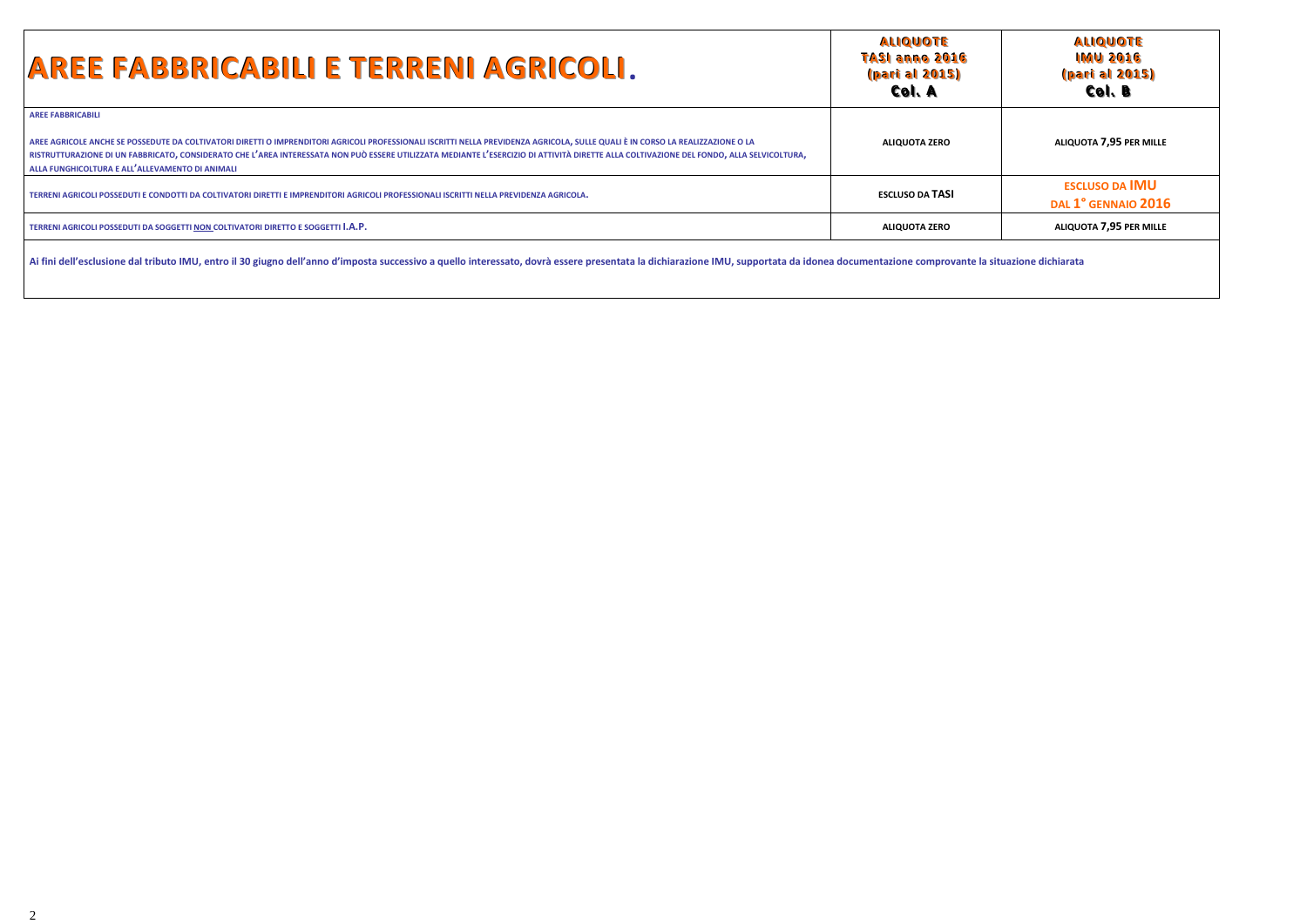| AREE FABBRICABILI E TERRENI AGRICOLI. | ALIQUOTE TASI anno 2016 (pari al 2015) Col. A | ALIQUOTE IMU 2016 (pari al 2015) Col. B |
|---|---|---|
| AREE FABBRICABILI<br><br>AREE AGRICOLE ANCHE SE POSSEDUTE DA COLTIVATORI DIRETTI O IMPRENDITORI AGRICOLI PROFESSIONALI ISCRITTI NELLA PREVIDENZA AGRICOLA, SULLE QUALI È IN CORSO LA REALIZZAZIONE O LA RISTRUTTURAZIONE DI UN FABBRICATO, CONSIDERATO CHE L'AREA INTERESSATA NON PUÒ ESSERE UTILIZZATA MEDIANTE L'ESERCIZIO DI ATTIVITÀ DIRETTE ALLA COLTIVAZIONE DEL FONDO, ALLA SELVICOLTURA, ALLA FUNGHICOLTURA E ALL'ALLEVAMENTO DI ANIMALI | ALIQUOTA ZERO | ALIQUOTA 7,95 PER MILLE |
| TERRENI AGRICOLI POSSEDUTI E CONDOTTI DA COLTIVATORI DIRETTI E IMPRENDITORI AGRICOLI PROFESSIONALI ISCRITTI NELLA PREVIDENZA AGRICOLA. | ESCLUSO DA TASI | ESCLUSO DA IMU DAL 1° GENNAIO 2016 |
| TERRENI AGRICOLI POSSEDUTI DA SOGGETTI NON COLTIVATORI DIRETTO E SOGGETTI I.A.P. | ALIQUOTA ZERO | ALIQUOTA 7,95 PER MILLE |

Ai fini dell'esclusione dal tributo IMU, entro il 30 giugno dell'anno d'imposta successivo a quello interessato, dovrà essere presentata la dichiarazione IMU, supportata da idonea documentazione comprovante la situazione dichiarata